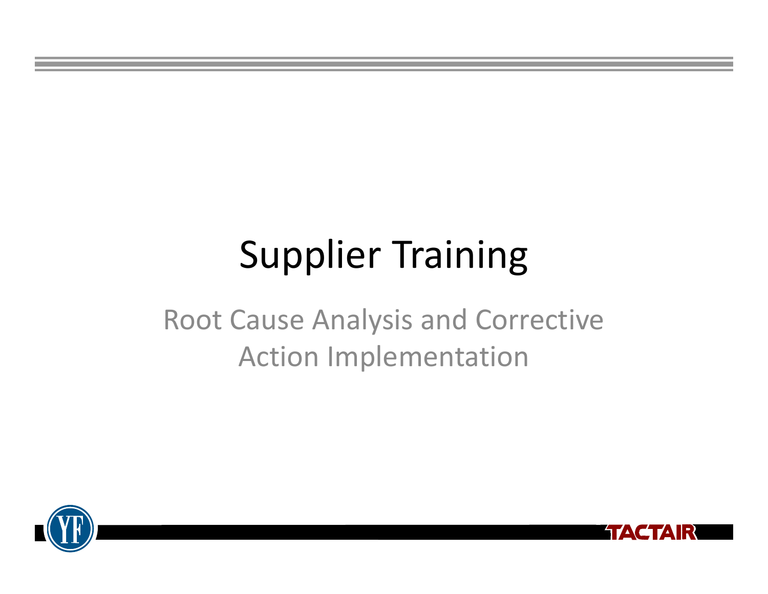# Supplier Training

## Root Cause Analysis and Corrective Action Implementation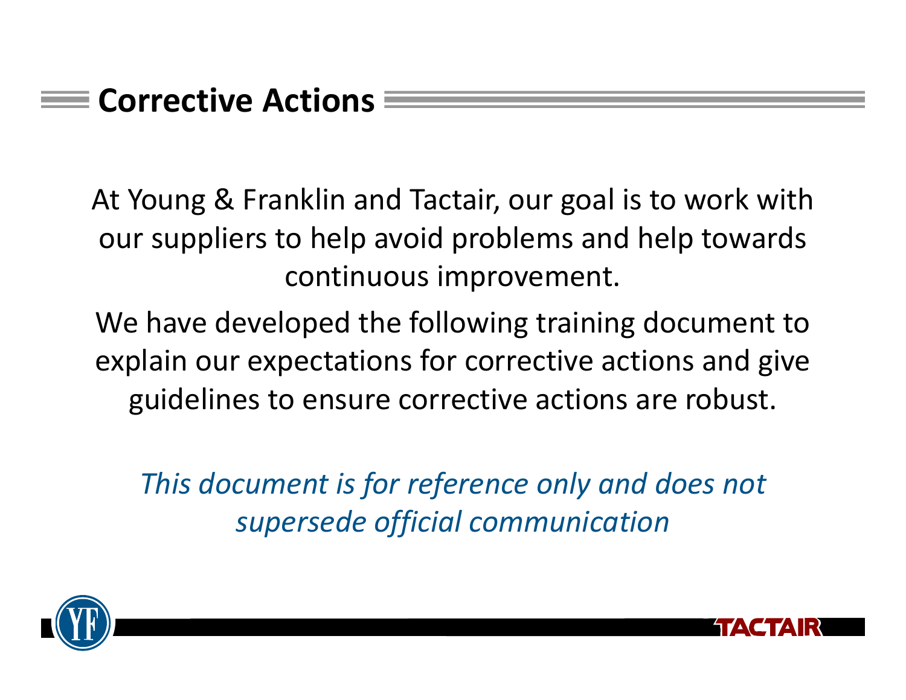# Corrective Actions

At Young & Franklin and Tactair, our goal is to work with our suppliers to help avoid problems and help towards continuous improvement.

We have developed the following training document to explain our expectations for corrective actions and give guidelines to ensure corrective actions are robust.

*This document is for reference only and does not supersede official communication*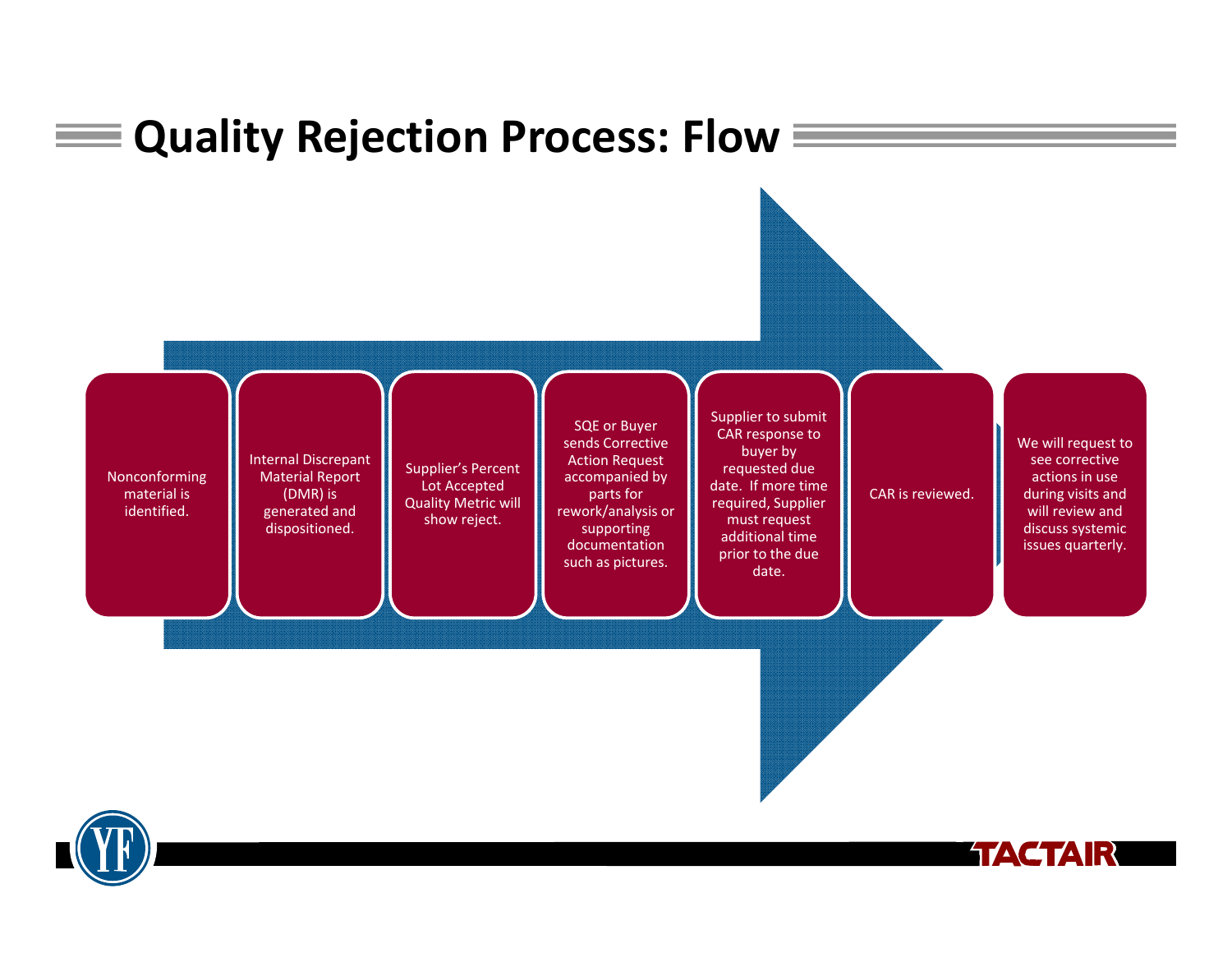# Quality Rejection Process: Flow

1. Nonconforming material is identified.
2. Internal Discrepant Material Report (DMR) is generated and dispositioned.
3. Supplier's Percent Lot Accepted Quality Metric will show reject.
4. SQE or Buyer sends Corrective Action Request accompanied by parts for rework/analysis or supporting documentation such as pictures.
5. Supplier to submit CAR response to buyer by requested due date. If more time required, Supplier must request additional time prior to the due date.
6. CAR is reviewed.
7. We will request to see corrective actions in use during visits and will review and discuss systemic issues quarterly.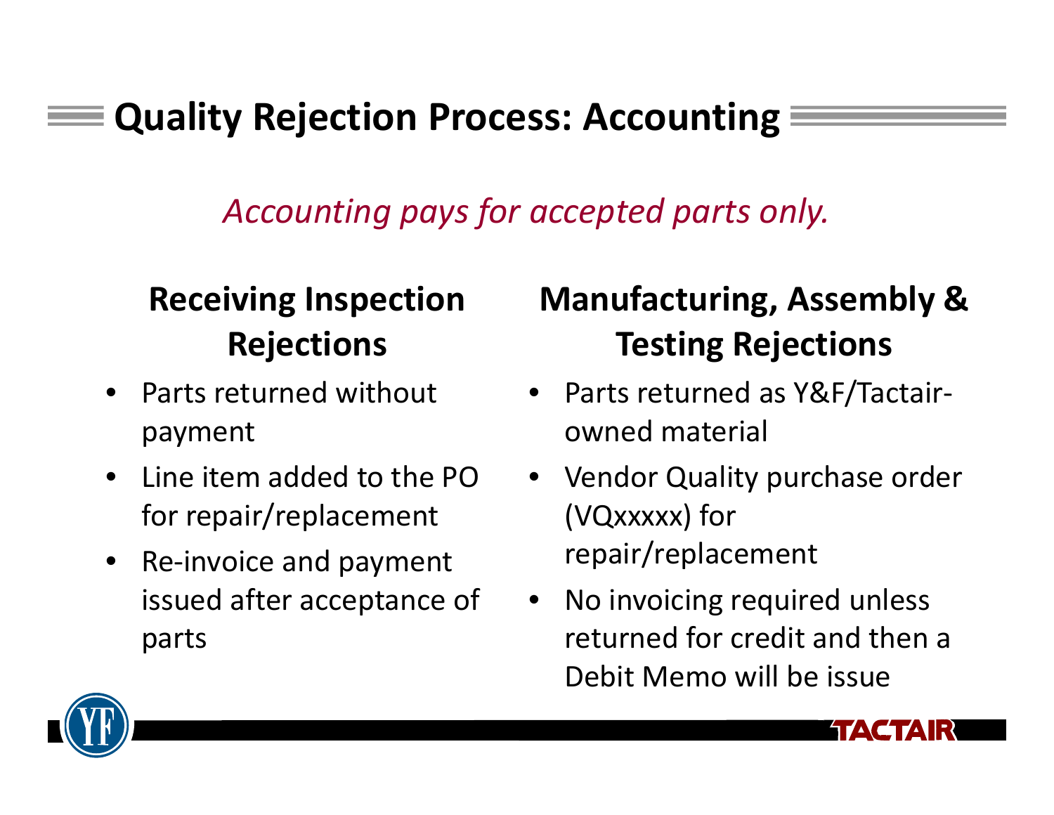# Quality Rejection Process: Accounting

*Accounting pays for accepted parts only.*

## Receiving Inspection Rejections

- Parts returned without payment
- Line item added to the PO for repair/replacement
- Re-invoice and payment issued after acceptance of parts

## Manufacturing, Assembly & Testing Rejections

- Parts returned as Y&F/Tactair-owned material
- Vendor Quality purchase order (VQxxxxx) for repair/replacement
- No invoicing required unless returned for credit and then a Debit Memo will be issue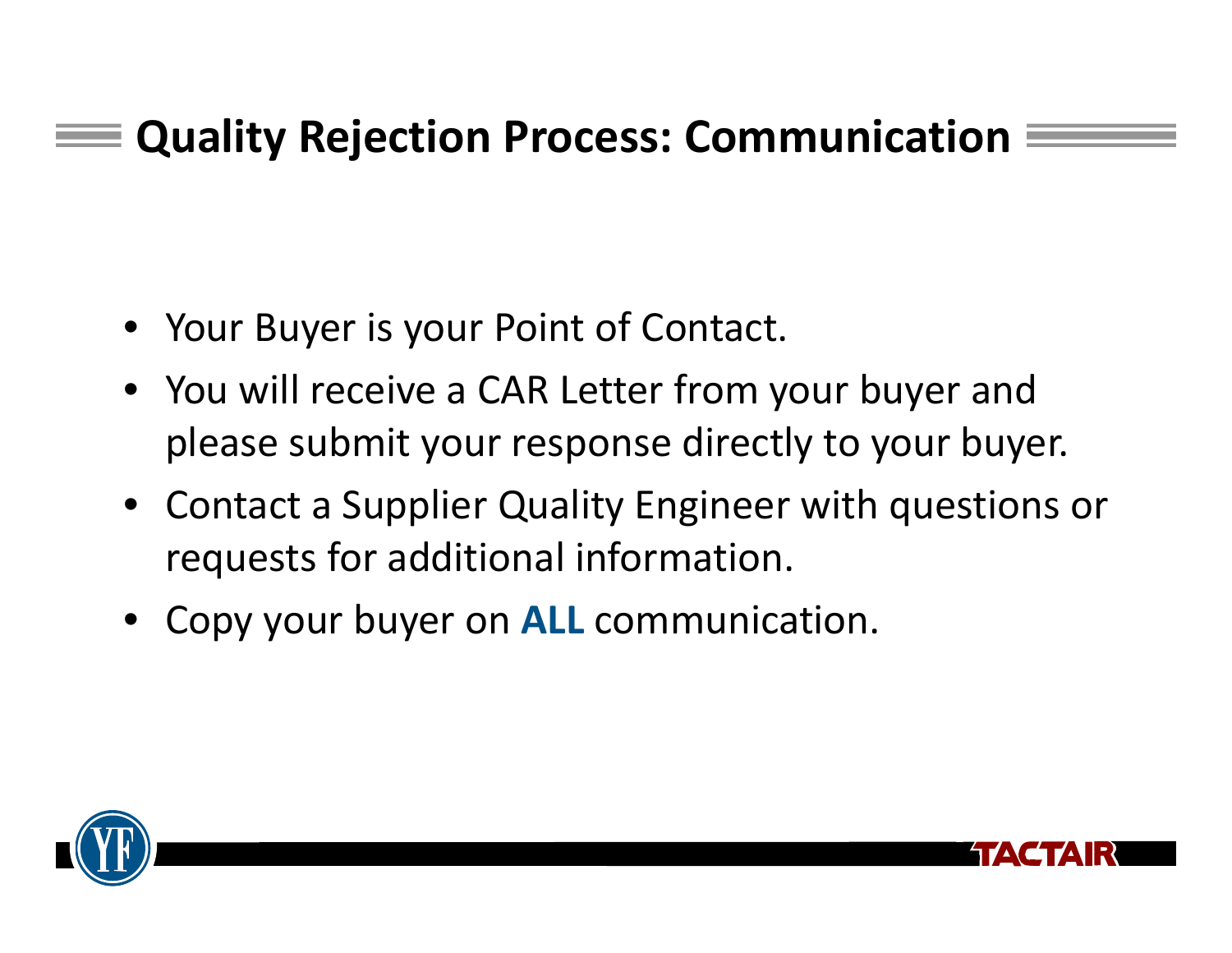# Quality Rejection Process: Communication

- Your Buyer is your Point of Contact.
- You will receive a CAR Letter from your buyer and please submit your response directly to your buyer.
- Contact a Supplier Quality Engineer with questions or requests for additional information.
- Copy your buyer on **ALL** communication.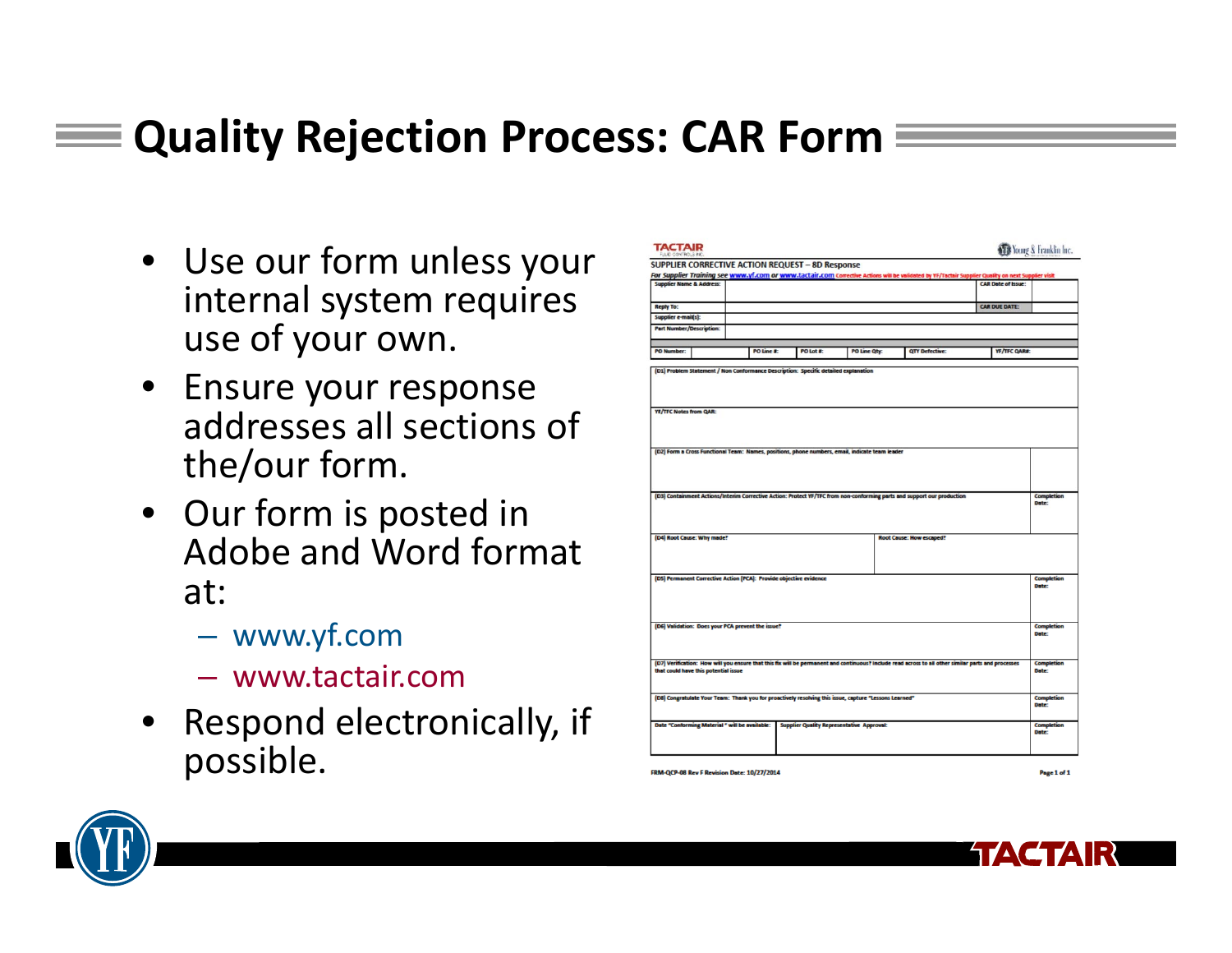# Quality Rejection Process: CAR Form

- Use our form unless your internal system requires use of your own.
- Ensure your response addresses all sections of the/our form.
- Our form is posted in Adobe and Word format at:
  - www.yf.com
  - www.tactair.com
- Respond electronically, if possible.

TACTAIR

SUPPLIER CORRECTIVE ACTION REQUEST – 8D Response

*For Supplier Training see www.yf.com or www.tactair.com* Corrective Actions will be validated by YF/Tactair Supplier Quality on next Supplier visit

| Supplier Name & Address: | | CAR Date of Issue: | |
|---|---|---|---|
| Reply To: | | CAR DUE DATE: | |
| Supplier e-mail(s): | | | |
| Part Number/Description: | | | |

| PO Number: | | PO Line #: | PO Lot #: | PO Line Qty: | QTY Defective: | YF/TFC QAR#: |
|---|---|---|---|---|---|---|

| (D1) Problem Statement / Non Conformance Description: Specific detailed explanation | |
|---|---|
| YF/TFC Notes from QAR: | |
| (D2) Form a Cross Functional Team: Names, positions, phone numbers, email, indicate team leader | |
| (D3) Containment Actions/Interim Corrective Action: Protect YF/TFC from non-conforming parts and support our production | Completion Date: |
| (D4) Root Cause: Why made? / Root Cause: How escaped? | |
| (D5) Permanent Corrective Action (PCA): Provide objective evidence | Completion Date: |
| (D6) Validation: Does your PCA prevent the issue? | Completion Date: |
| (D7) Verification: How will you ensure that this fix will be permanent and continuous? Include read across to all other similar parts and processes that could have this potential issue | Completion Date: |
| (D8) Congratulate Your Team: Thank you for proactively resolving this issue, capture "Lessons Learned" | Completion Date: |
| Date "Conforming Material" will be available: / Supplier Quality Representative Approval: | Completion Date: |

FRM-QCP-08 Rev F Revision Date: 10/27/2014

Page 1 of 1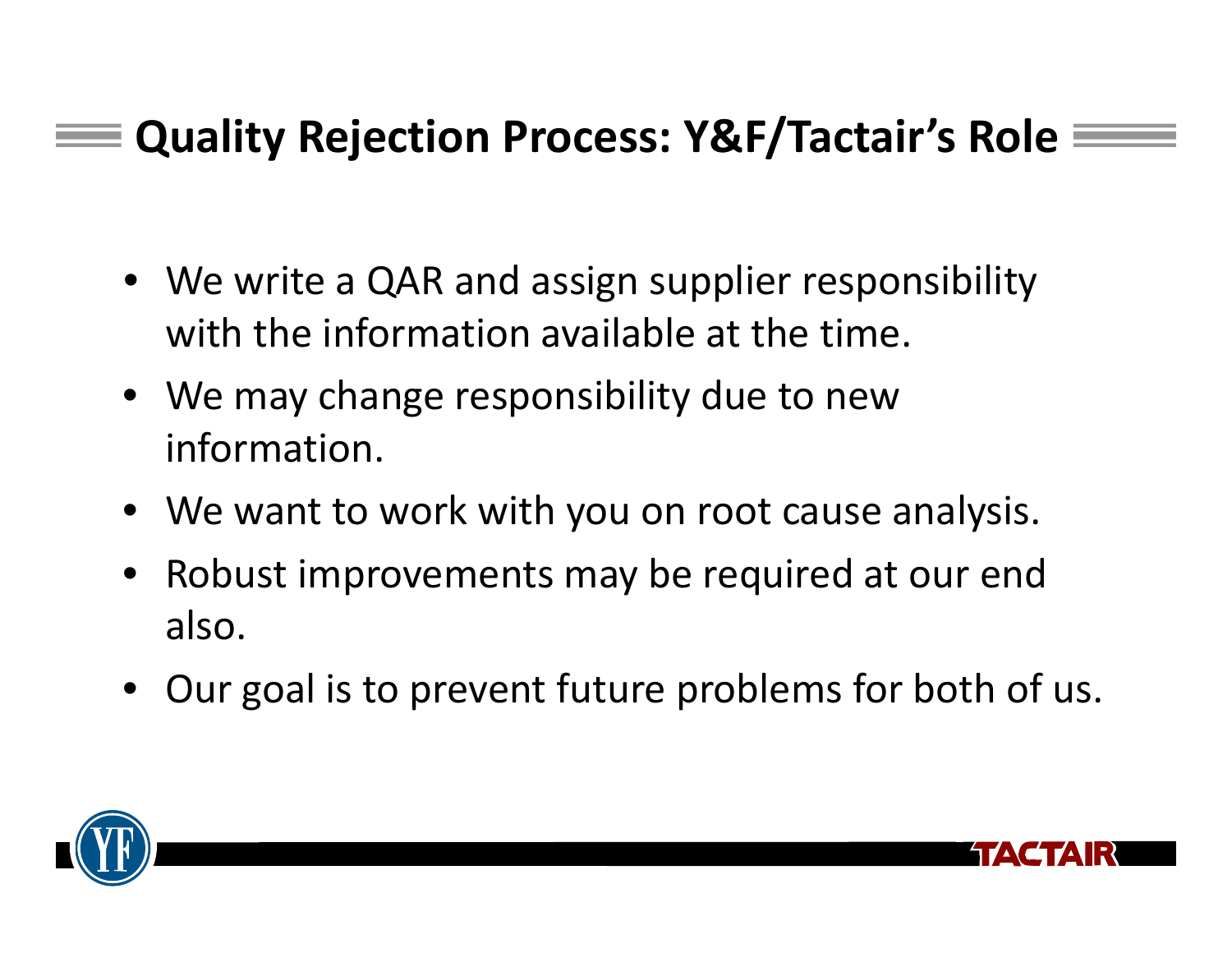## Quality Rejection Process: Y&F/Tactair's Role

- We write a QAR and assign supplier responsibility with the information available at the time.
- We may change responsibility due to new information.
- We want to work with you on root cause analysis.
- Robust improvements may be required at our end also.
- Our goal is to prevent future problems for both of us.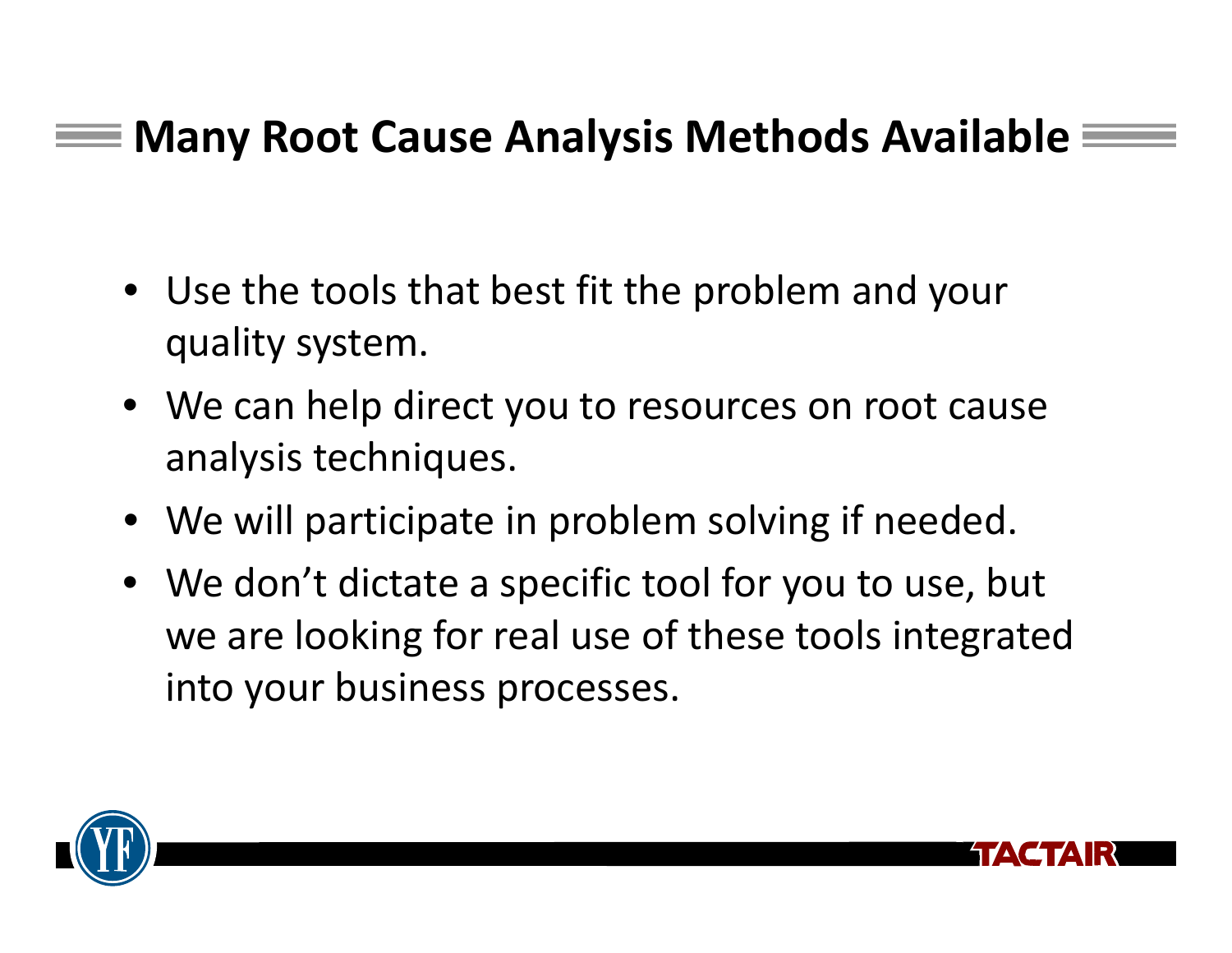# Many Root Cause Analysis Methods Available

- Use the tools that best fit the problem and your quality system.
- We can help direct you to resources on root cause analysis techniques.
- We will participate in problem solving if needed.
- We don't dictate a specific tool for you to use, but we are looking for real use of these tools integrated into your business processes.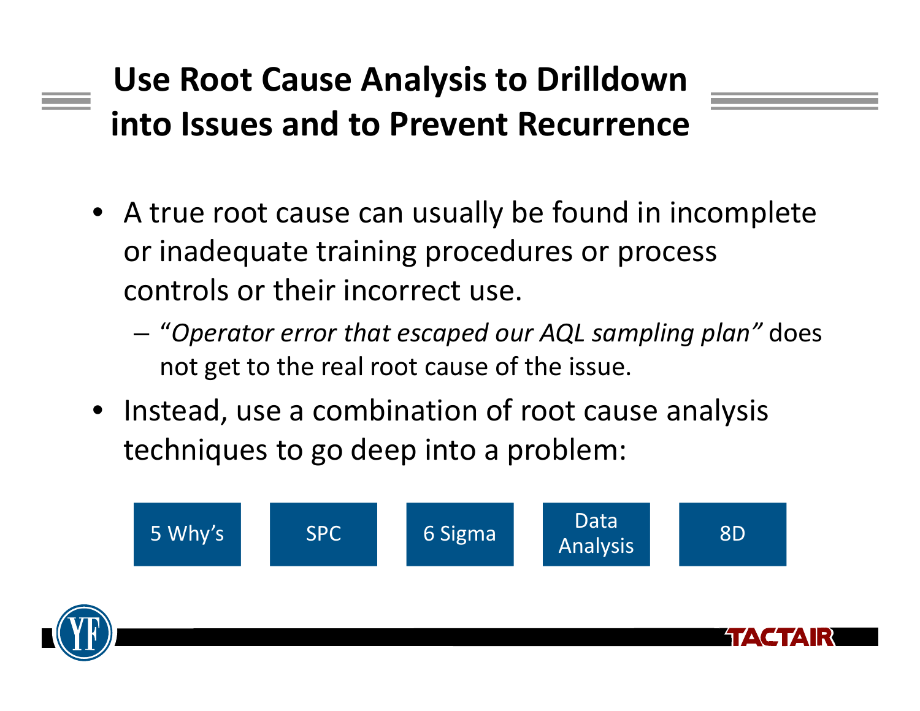# Use Root Cause Analysis to Drilldown into Issues and to Prevent Recurrence

- A true root cause can usually be found in incomplete or inadequate training procedures or process controls or their incorrect use.
  - *"Operator error that escaped our AQL sampling plan"* does not get to the real root cause of the issue.
- Instead, use a combination of root cause analysis techniques to go deep into a problem:

5 Why's | SPC | 6 Sigma | Data Analysis | 8D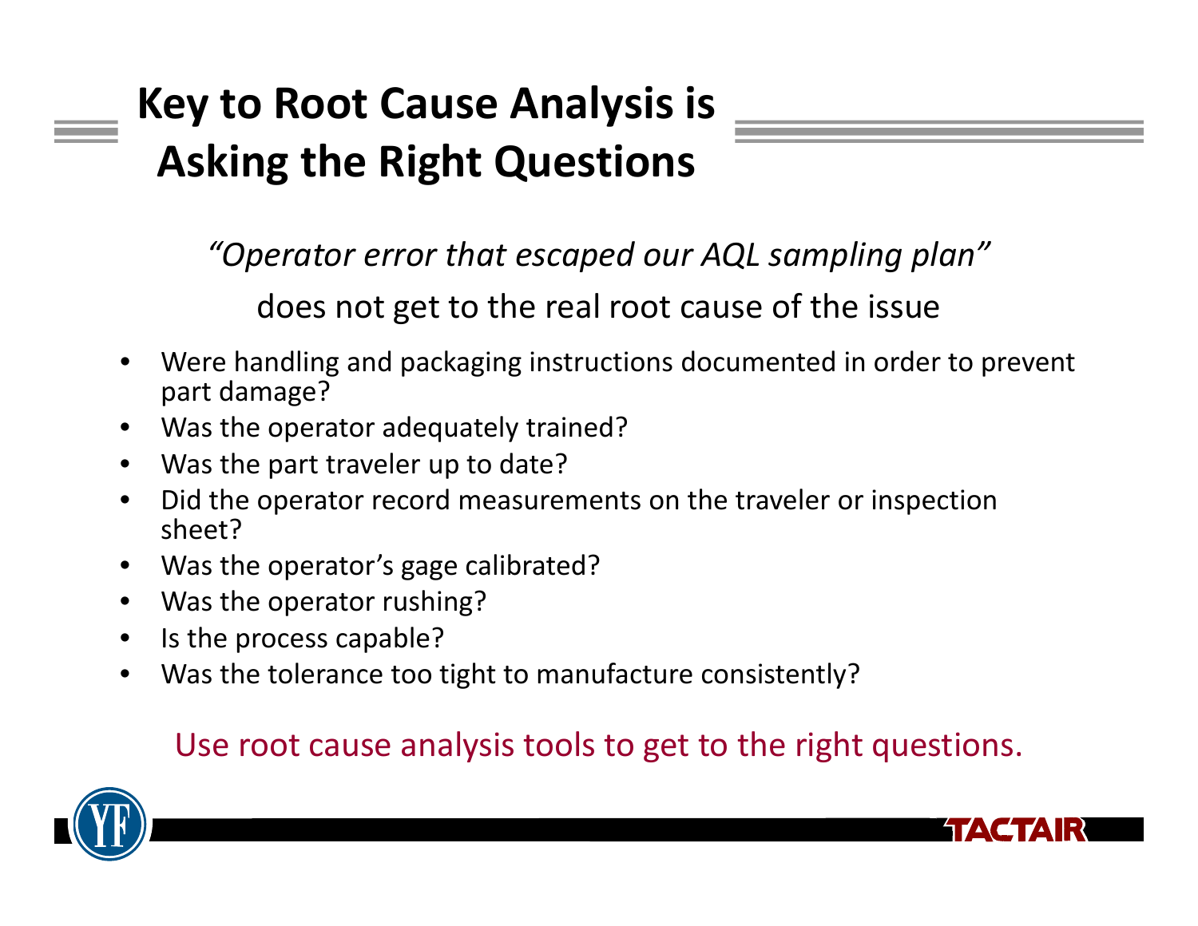# Key to Root Cause Analysis is Asking the Right Questions

*"Operator error that escaped our AQL sampling plan"*

does not get to the real root cause of the issue

- Were handling and packaging instructions documented in order to prevent part damage?
- Was the operator adequately trained?
- Was the part traveler up to date?
- Did the operator record measurements on the traveler or inspection sheet?
- Was the operator's gage calibrated?
- Was the operator rushing?
- Is the process capable?
- Was the tolerance too tight to manufacture consistently?

Use root cause analysis tools to get to the right questions.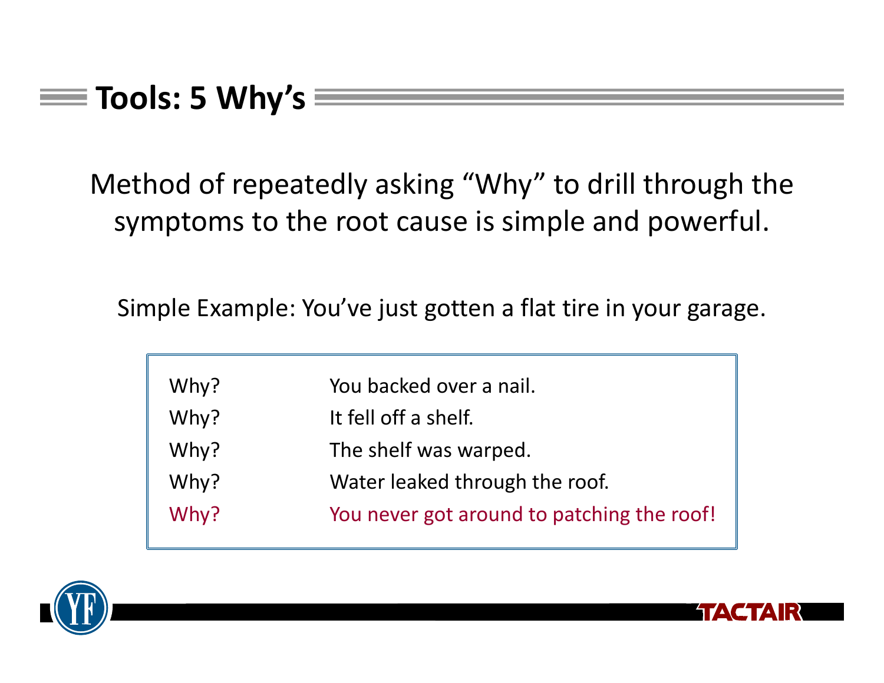## Tools: 5 Why's

Method of repeatedly asking "Why" to drill through the symptoms to the root cause is simple and powerful.

Simple Example: You've just gotten a flat tire in your garage.

| | |
|---|---|
| Why? | You backed over a nail. |
| Why? | It fell off a shelf. |
| Why? | The shelf was warped. |
| Why? | Water leaked through the roof. |
| Why? | You never got around to patching the roof! |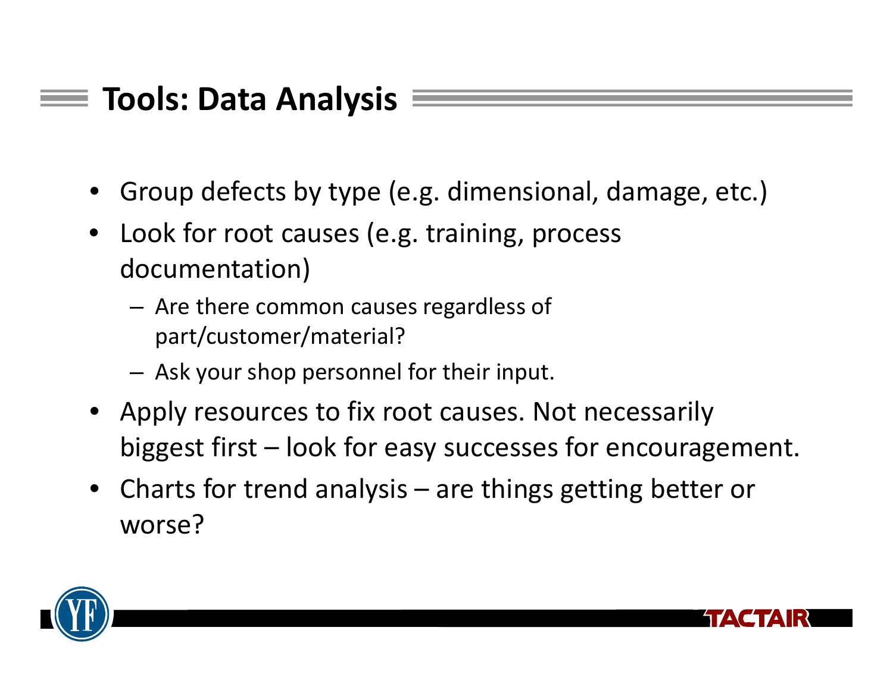## Tools: Data Analysis

- Group defects by type (e.g. dimensional, damage, etc.)
- Look for root causes (e.g. training, process documentation)
  - Are there common causes regardless of part/customer/material?
  - Ask your shop personnel for their input.
- Apply resources to fix root causes. Not necessarily biggest first – look for easy successes for encouragement.
- Charts for trend analysis – are things getting better or worse?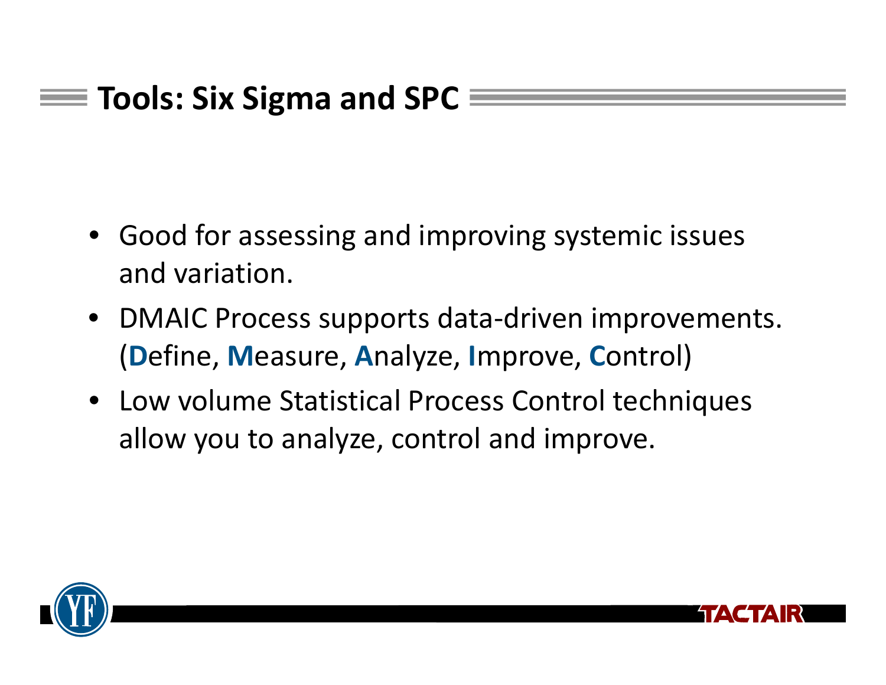## Tools: Six Sigma and SPC

- Good for assessing and improving systemic issues and variation.
- DMAIC Process supports data-driven improvements. (**D**efine, **M**easure, **A**nalyze, **I**mprove, **C**ontrol)
- Low volume Statistical Process Control techniques allow you to analyze, control and improve.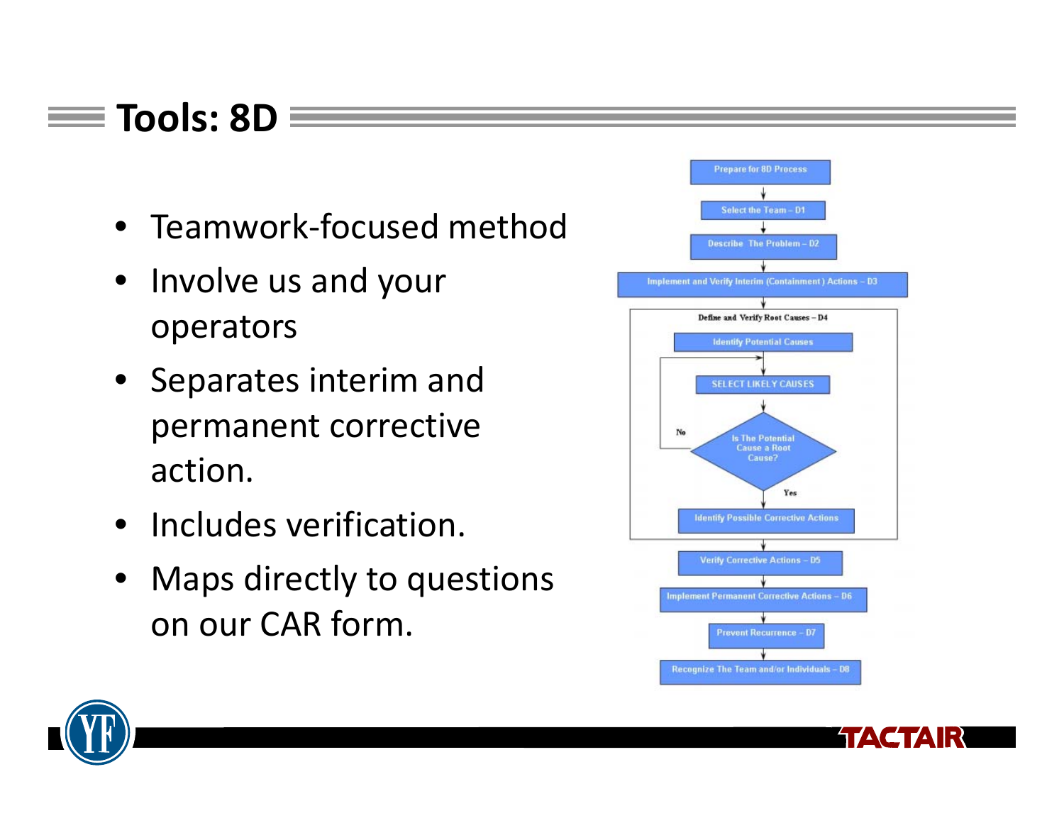# Tools: 8D

- Teamwork-focused method
- Involve us and your operators
- Separates interim and permanent corrective action.
- Includes verification.
- Maps directly to questions on our CAR form.

Prepare for 8D Process

Select the Team – D1

Describe The Problem – D2

Implement and Verify Interim (Containment) Actions – D3

Define and Verify Root Causes – D4

Identify Potential Causes

SELECT LIKELY CAUSES

Is The Potential Cause a Root Cause?

No

Yes

Identify Possible Corrective Actions

Verify Corrective Actions – D5

Implement Permanent Corrective Actions – D6

Prevent Recurrence – D7

Recognize The Team and/or Individuals – D8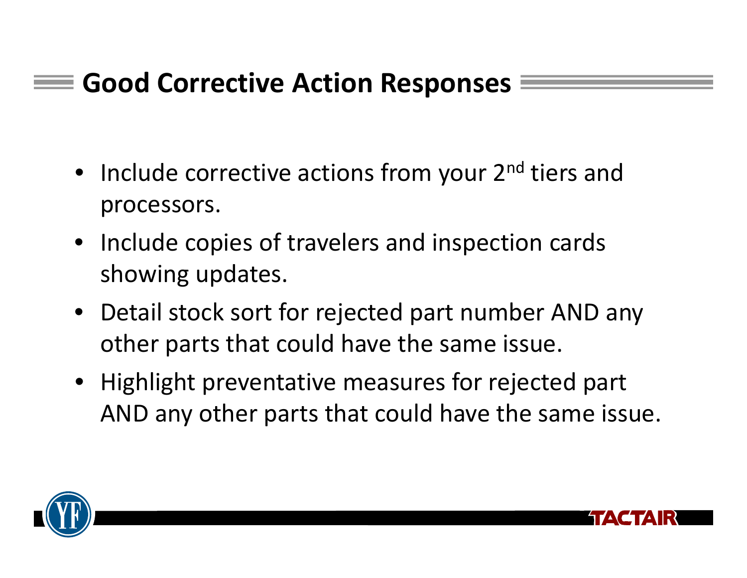# Good Corrective Action Responses

- Include corrective actions from your 2nd tiers and processors.
- Include copies of travelers and inspection cards showing updates.
- Detail stock sort for rejected part number AND any other parts that could have the same issue.
- Highlight preventative measures for rejected part AND any other parts that could have the same issue.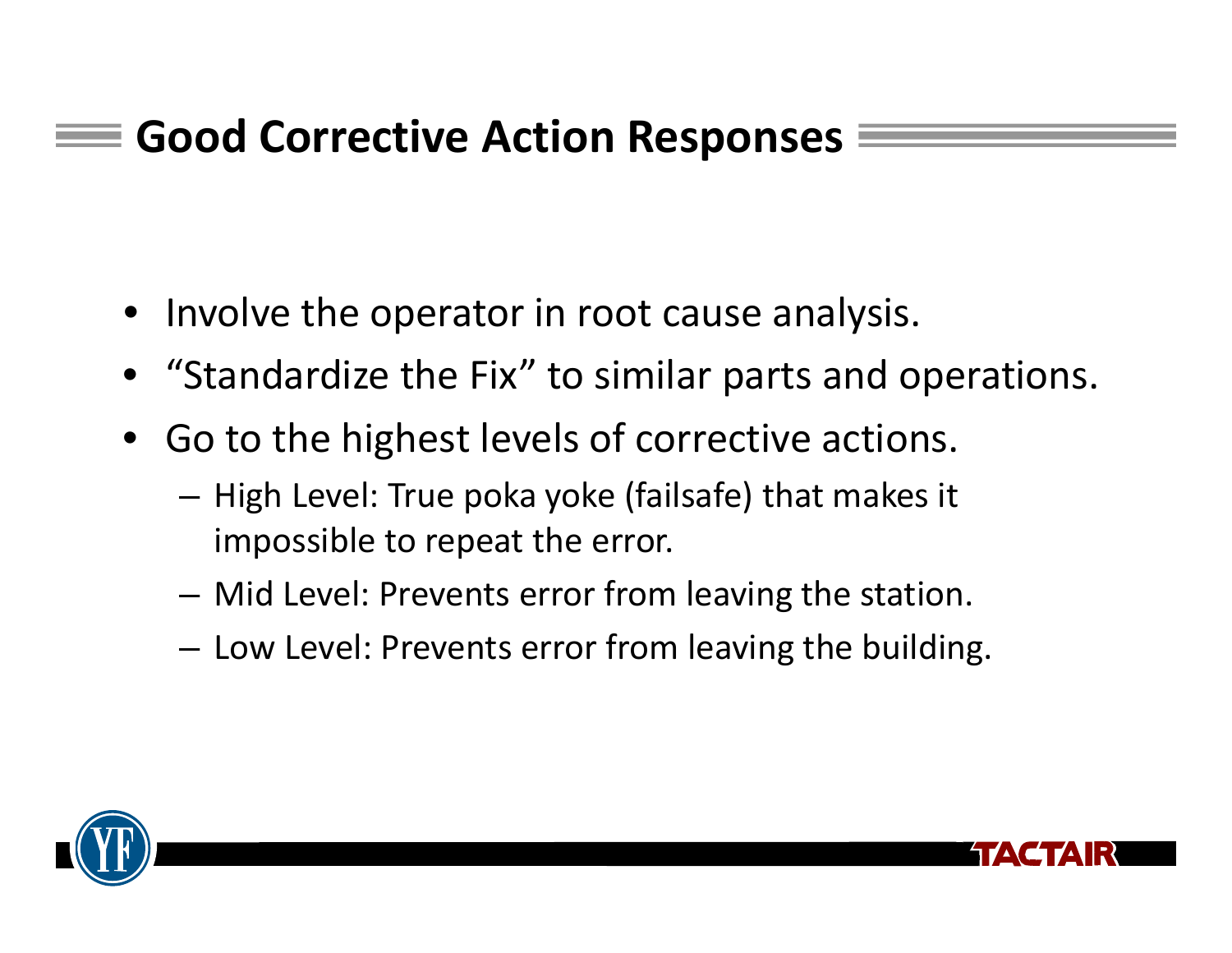## Good Corrective Action Responses

- Involve the operator in root cause analysis.
- "Standardize the Fix" to similar parts and operations.
- Go to the highest levels of corrective actions.
  - High Level: True poka yoke (failsafe) that makes it impossible to repeat the error.
  - Mid Level: Prevents error from leaving the station.
  - Low Level: Prevents error from leaving the building.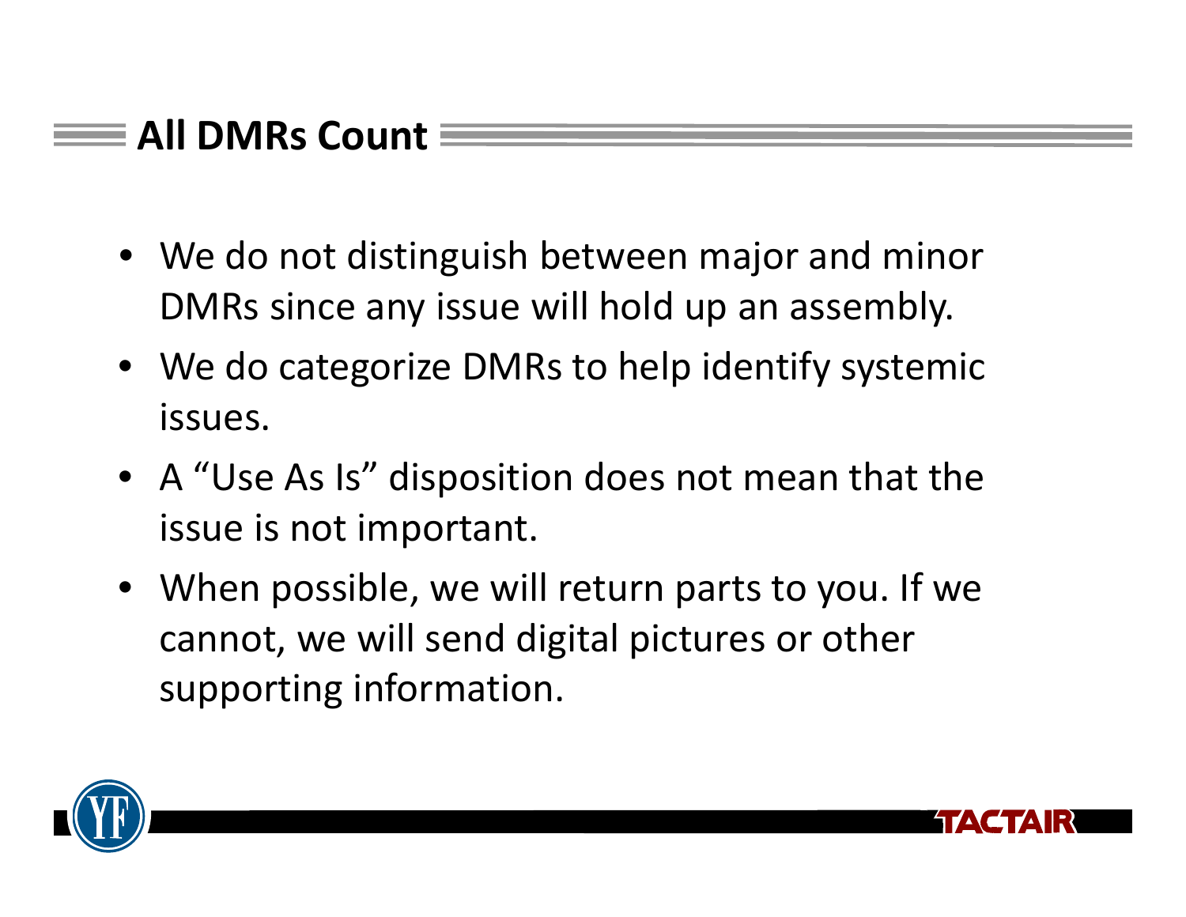## All DMRs Count

- We do not distinguish between major and minor DMRs since any issue will hold up an assembly.
- We do categorize DMRs to help identify systemic issues.
- A “Use As Is” disposition does not mean that the issue is not important.
- When possible, we will return parts to you. If we cannot, we will send digital pictures or other supporting information.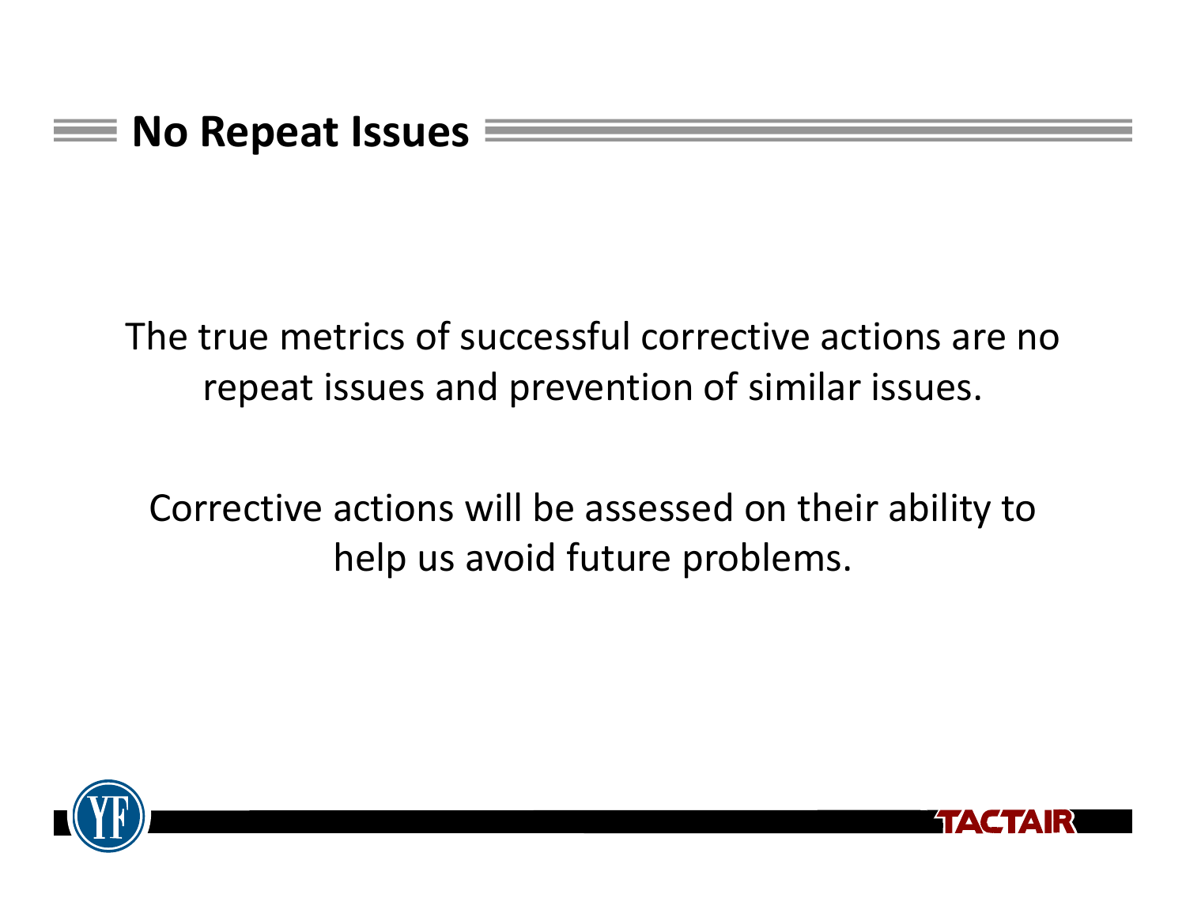## No Repeat Issues

The true metrics of successful corrective actions are no repeat issues and prevention of similar issues.

Corrective actions will be assessed on their ability to help us avoid future problems.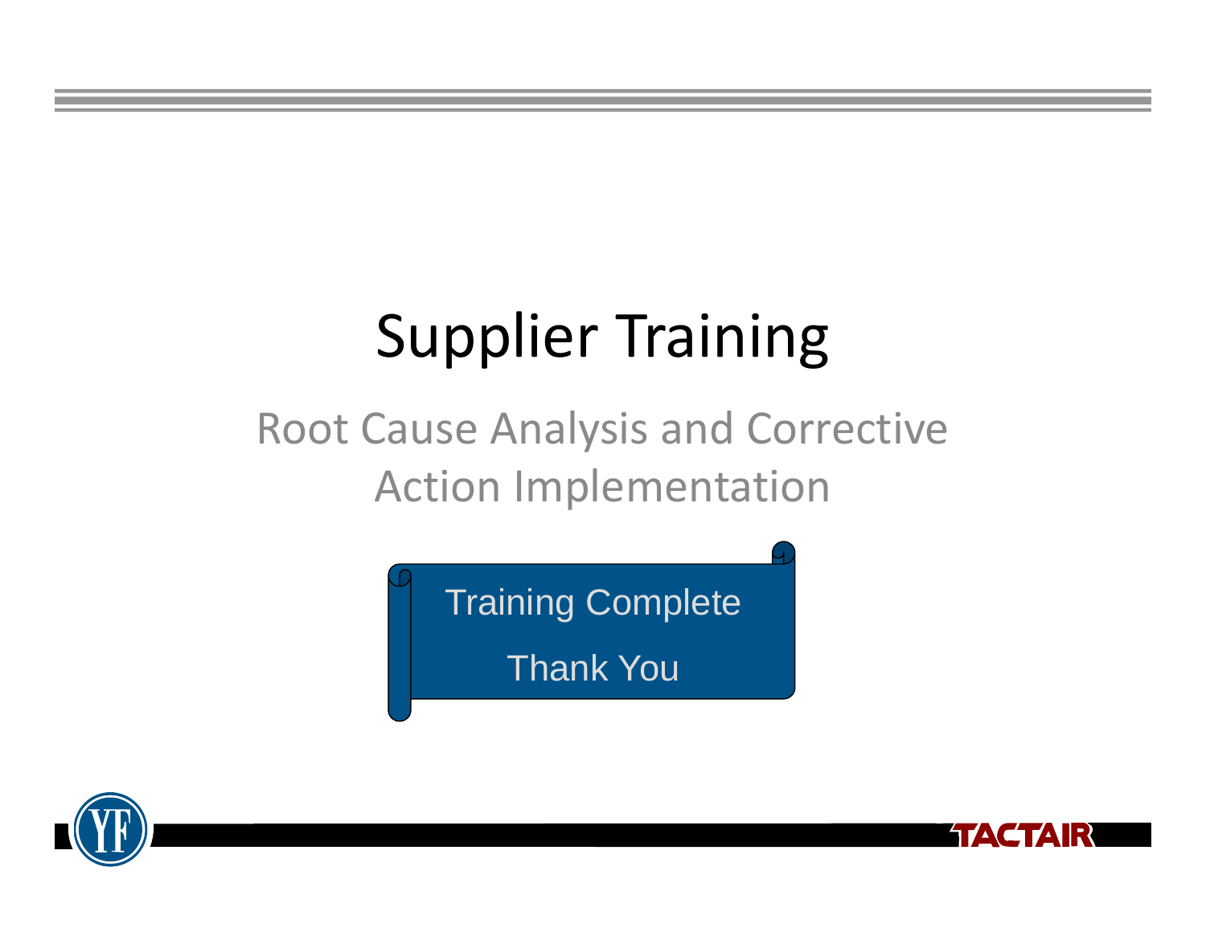# Supplier Training

## Root Cause Analysis and Corrective Action Implementation

Training Complete

Thank You